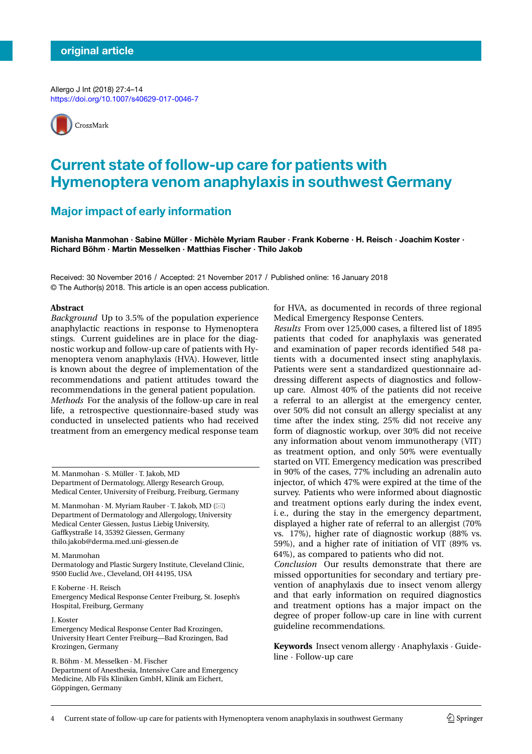original article

Allergo J Int (2018) 27:4–14
https://doi.org/10.1007/s40629-017-0046-7

# Current state of follow-up care for patients with Hymenoptera venom anaphylaxis in southwest Germany

## Major impact of early information

**Manisha Manmohan · Sabine Müller · Michèle Myriam Rauber · Frank Koberne · H. Reisch · Joachim Koster · Richard Böhm · Martin Messelken · Matthias Fischer · Thilo Jakob**

Received: 30 November 2016 / Accepted: 21 November 2017 / Published online: 16 January 2018
© The Author(s) 2018. This article is an open access publication.

**Abstract**

*Background* Up to 3.5% of the population experience anaphylactic reactions in response to Hymenoptera stings. Current guidelines are in place for the diagnostic workup and follow-up care of patients with Hymenoptera venom anaphylaxis (HVA). However, little is known about the degree of implementation of the recommendations and patient attitudes toward the recommendations in the general patient population.

*Methods* For the analysis of the follow-up care in real life, a retrospective questionnaire-based study was conducted in unselected patients who had received treatment from an emergency medical response team for HVA, as documented in records of three regional Medical Emergency Response Centers.

*Results* From over 125,000 cases, a filtered list of 1895 patients that coded for anaphylaxis was generated and examination of paper records identified 548 patients with a documented insect sting anaphylaxis. Patients were sent a standardized questionnaire addressing different aspects of diagnostics and follow-up care. Almost 40% of the patients did not receive a referral to an allergist at the emergency center, over 50% did not consult an allergy specialist at any time after the index sting, 25% did not receive any form of diagnostic workup, over 30% did not receive any information about venom immunotherapy (VIT) as treatment option, and only 50% were eventually started on VIT. Emergency medication was prescribed in 90% of the cases, 77% including an adrenalin auto injector, of which 47% were expired at the time of the survey. Patients who were informed about diagnostic and treatment options early during the index event, i. e., during the stay in the emergency department, displayed a higher rate of referral to an allergist (70% vs. 17%), higher rate of diagnostic workup (88% vs. 59%), and a higher rate of initiation of VIT (89% vs. 64%), as compared to patients who did not.

*Conclusion* Our results demonstrate that there are missed opportunities for secondary and tertiary prevention of anaphylaxis due to insect venom allergy and that early information on required diagnostics and treatment options has a major impact on the degree of proper follow-up care in line with current guideline recommendations.

**Keywords** Insect venom allergy · Anaphylaxis · Guideline · Follow-up care

---

M. Manmohan · S. Müller · T. Jakob, MD
Department of Dermatology, Allergy Research Group, Medical Center, University of Freiburg, Freiburg, Germany

M. Manmohan · M. Myriam Rauber · T. Jakob, MD (✉)
Department of Dermatology and Allergology, University Medical Center Giessen, Justus Liebig University, Gaffkystraße 14, 35392 Giessen, Germany
thilo.jakob@derma.med.uni-giessen.de

M. Manmohan
Dermatology and Plastic Surgery Institute, Cleveland Clinic, 9500 Euclid Ave., Cleveland, OH 44195, USA

F. Koberne · H. Reisch
Emergency Medical Response Center Freiburg, St. Joseph's Hospital, Freiburg, Germany

J. Koster
Emergency Medical Response Center Bad Krozingen, University Heart Center Freiburg—Bad Krozingen, Bad Krozingen, Germany

R. Böhm · M. Messelken · M. Fischer
Department of Anesthesia, Intensive Care and Emergency Medicine, Alb Fils Kliniken GmbH, Klinik am Eichert, Göppingen, Germany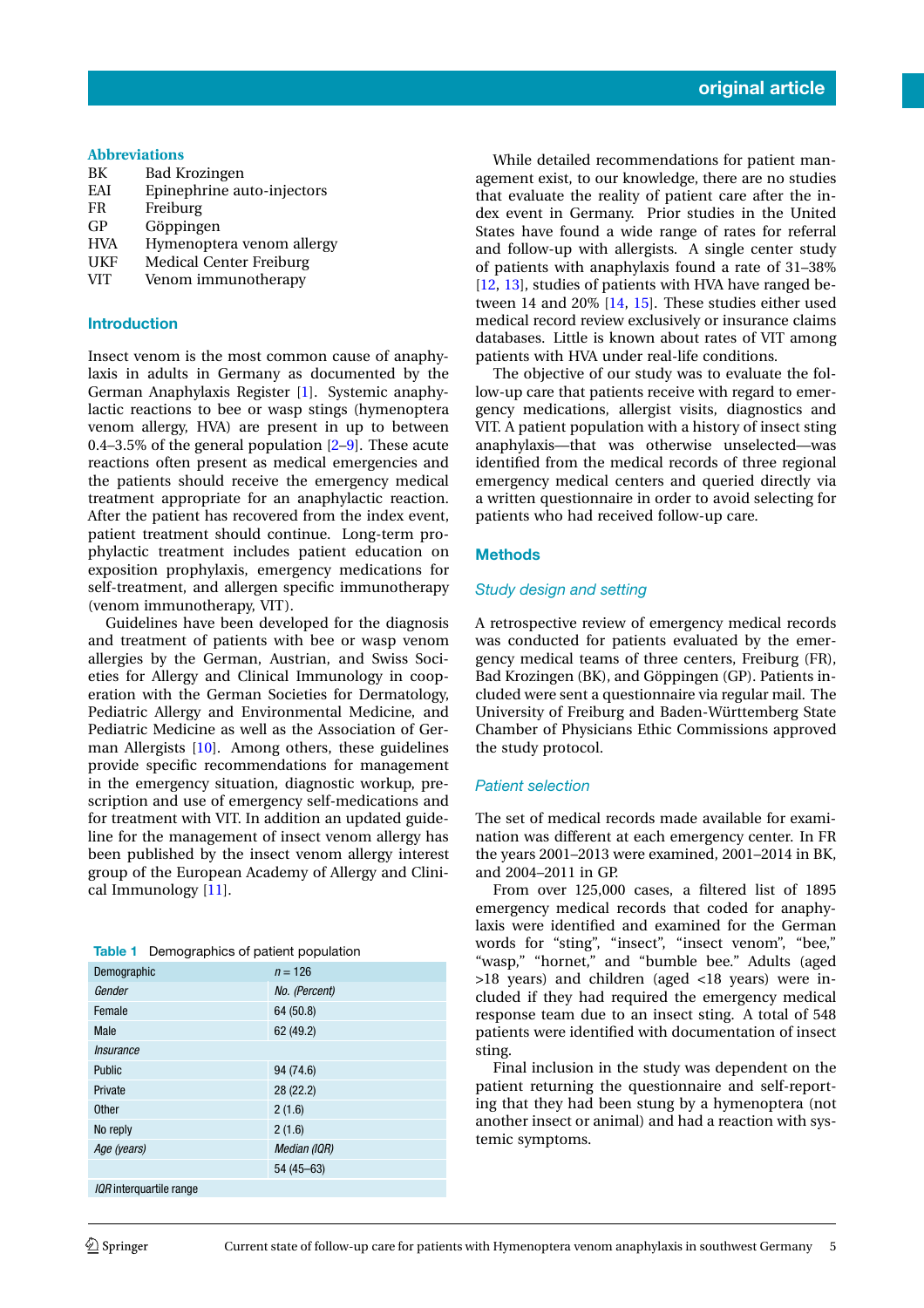### Abbreviations

| | |
|---|---|
| BK | Bad Krozingen |
| EAI | Epinephrine auto-injectors |
| FR | Freiburg |
| GP | Göppingen |
| HVA | Hymenoptera venom allergy |
| UKF | Medical Center Freiburg |
| VIT | Venom immunotherapy |

## Introduction

Insect venom is the most common cause of anaphylaxis in adults in Germany as documented by the German Anaphylaxis Register [1]. Systemic anaphylactic reactions to bee or wasp stings (hymenoptera venom allergy, HVA) are present in up to between 0.4–3.5% of the general population [2–9]. These acute reactions often present as medical emergencies and the patients should receive the emergency medical treatment appropriate for an anaphylactic reaction. After the patient has recovered from the index event, patient treatment should continue. Long-term prophylactic treatment includes patient education on exposition prophylaxis, emergency medications for self-treatment, and allergen specific immunotherapy (venom immunotherapy, VIT).

Guidelines have been developed for the diagnosis and treatment of patients with bee or wasp venom allergies by the German, Austrian, and Swiss Societies for Allergy and Clinical Immunology in cooperation with the German Societies for Dermatology, Pediatric Allergy and Environmental Medicine, and Pediatric Medicine as well as the Association of German Allergists [10]. Among others, these guidelines provide specific recommendations for management in the emergency situation, diagnostic workup, prescription and use of emergency self-medications and for treatment with VIT. In addition an updated guideline for the management of insect venom allergy has been published by the insect venom allergy interest group of the European Academy of Allergy and Clinical Immunology [11].

**Table 1** Demographics of patient population

| Demographic | *n* = 126 |
|---|---|
| *Gender* | *No. (Percent)* |
| Female | 64 (50.8) |
| Male | 62 (49.2) |
| *Insurance* | |
| Public | 94 (74.6) |
| Private | 28 (22.2) |
| Other | 2 (1.6) |
| No reply | 2 (1.6) |
| *Age (years)* | *Median (IQR)* |
| | 54 (45–63) |

*IQR* interquartile range

While detailed recommendations for patient management exist, to our knowledge, there are no studies that evaluate the reality of patient care after the index event in Germany. Prior studies in the United States have found a wide range of rates for referral and follow-up with allergists. A single center study of patients with anaphylaxis found a rate of 31–38% [12, 13], studies of patients with HVA have ranged between 14 and 20% [14, 15]. These studies either used medical record review exclusively or insurance claims databases. Little is known about rates of VIT among patients with HVA under real-life conditions.

The objective of our study was to evaluate the follow-up care that patients receive with regard to emergency medications, allergist visits, diagnostics and VIT. A patient population with a history of insect sting anaphylaxis—that was otherwise unselected—was identified from the medical records of three regional emergency medical centers and queried directly via a written questionnaire in order to avoid selecting for patients who had received follow-up care.

## Methods

### *Study design and setting*

A retrospective review of emergency medical records was conducted for patients evaluated by the emergency medical teams of three centers, Freiburg (FR), Bad Krozingen (BK), and Göppingen (GP). Patients included were sent a questionnaire via regular mail. The University of Freiburg and Baden-Württemberg State Chamber of Physicians Ethic Commissions approved the study protocol.

### *Patient selection*

The set of medical records made available for examination was different at each emergency center. In FR the years 2001–2013 were examined, 2001–2014 in BK, and 2004–2011 in GP.

From over 125,000 cases, a filtered list of 1895 emergency medical records that coded for anaphylaxis were identified and examined for the German words for "sting", "insect", "insect venom", "bee," "wasp," "hornet," and "bumble bee." Adults (aged >18 years) and children (aged <18 years) were included if they had required the emergency medical response team due to an insect sting. A total of 548 patients were identified with documentation of insect sting.

Final inclusion in the study was dependent on the patient returning the questionnaire and self-reporting that they had been stung by a hymenoptera (not another insect or animal) and had a reaction with systemic symptoms.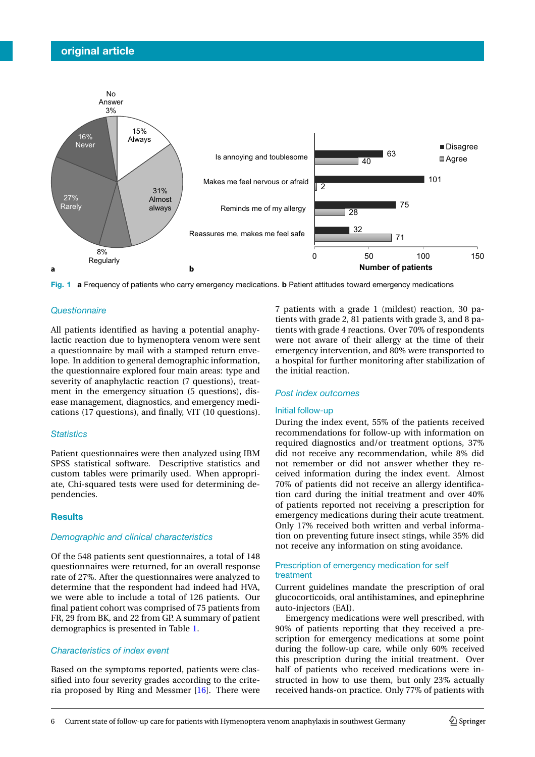Fig. 1 **a** Frequency of patients who carry emergency medications. **b** Patient attitudes toward emergency medications

### *Questionnaire*

All patients identified as having a potential anaphylactic reaction due to hymenoptera venom were sent a questionnaire by mail with a stamped return envelope. In addition to general demographic information, the questionnaire explored four main areas: type and severity of anaphylactic reaction (7 questions), treatment in the emergency situation (5 questions), disease management, diagnostics, and emergency medications (17 questions), and finally, VIT (10 questions).

### *Statistics*

Patient questionnaires were then analyzed using IBM SPSS statistical software. Descriptive statistics and custom tables were primarily used. When appropriate, Chi-squared tests were used for determining dependencies.

## Results

### *Demographic and clinical characteristics*

Of the 548 patients sent questionnaires, a total of 148 questionnaires were returned, for an overall response rate of 27%. After the questionnaires were analyzed to determine that the respondent had indeed had HVA, we were able to include a total of 126 patients. Our final patient cohort was comprised of 75 patients from FR, 29 from BK, and 22 from GP. A summary of patient demographics is presented in Table 1.

### *Characteristics of index event*

Based on the symptoms reported, patients were classified into four severity grades according to the criteria proposed by Ring and Messmer [16]. There were 7 patients with a grade 1 (mildest) reaction, 30 patients with grade 2, 81 patients with grade 3, and 8 patients with grade 4 reactions. Over 70% of respondents were not aware of their allergy at the time of their emergency intervention, and 80% were transported to a hospital for further monitoring after stabilization of the initial reaction.

### *Post index outcomes*

#### Initial follow-up

During the index event, 55% of the patients received recommendations for follow-up with information on required diagnostics and/or treatment options, 37% did not receive any recommendation, while 8% did not remember or did not answer whether they received information during the index event. Almost 70% of patients did not receive an allergy identification card during the initial treatment and over 40% of patients reported not receiving a prescription for emergency medications during their acute treatment. Only 17% received both written and verbal information on preventing future insect stings, while 35% did not receive any information on sting avoidance.

#### Prescription of emergency medication for self treatment

Current guidelines mandate the prescription of oral glucocorticoids, oral antihistamines, and epinephrine auto-injectors (EAI).

Emergency medications were well prescribed, with 90% of patients reporting that they received a prescription for emergency medications at some point during the follow-up care, while only 60% received this prescription during the initial treatment. Over half of patients who received medications were instructed in how to use them, but only 23% actually received hands-on practice. Only 77% of patients with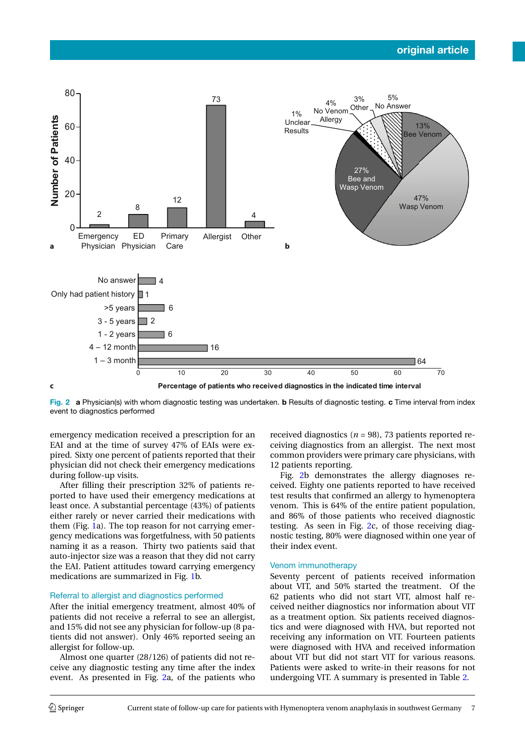Fig. 2 **a** Physician(s) with whom diagnostic testing was undertaken. **b** Results of diagnostic testing. **c** Time interval from index event to diagnostics performed

emergency medication received a prescription for an EAI and at the time of survey 47% of EAIs were expired. Sixty one percent of patients reported that their physician did not check their emergency medications during follow-up visits.

After filling their prescription 32% of patients reported to have used their emergency medications at least once. A substantial percentage (43%) of patients either rarely or never carried their medications with them (Fig. 1a). The top reason for not carrying emergency medications was forgetfulness, with 50 patients naming it as a reason. Thirty two patients said that auto-injector size was a reason that they did not carry the EAI. Patient attitudes toward carrying emergency medications are summarized in Fig. 1b.

### Referral to allergist and diagnostics performed

After the initial emergency treatment, almost 40% of patients did not receive a referral to see an allergist, and 15% did not see any physician for follow-up (8 patients did not answer). Only 46% reported seeing an allergist for follow-up.

Almost one quarter (28/126) of patients did not receive any diagnostic testing any time after the index event. As presented in Fig. 2a, of the patients who received diagnostics ($n = 98$), 73 patients reported receiving diagnostics from an allergist. The next most common providers were primary care physicians, with 12 patients reporting.

Fig. 2b demonstrates the allergy diagnoses received. Eighty one patients reported to have received test results that confirmed an allergy to hymenoptera venom. This is 64% of the entire patient population, and 86% of those patients who received diagnostic testing. As seen in Fig. 2c, of those receiving diagnostic testing, 80% were diagnosed within one year of their index event.

### Venom immunotherapy

Seventy percent of patients received information about VIT, and 50% started the treatment. Of the 62 patients who did not start VIT, almost half received neither diagnostics nor information about VIT as a treatment option. Six patients received diagnostics and were diagnosed with HVA, but reported not receiving any information on VIT. Fourteen patients were diagnosed with HVA and received information about VIT but did not start VIT for various reasons. Patients were asked to write-in their reasons for not undergoing VIT. A summary is presented in Table 2.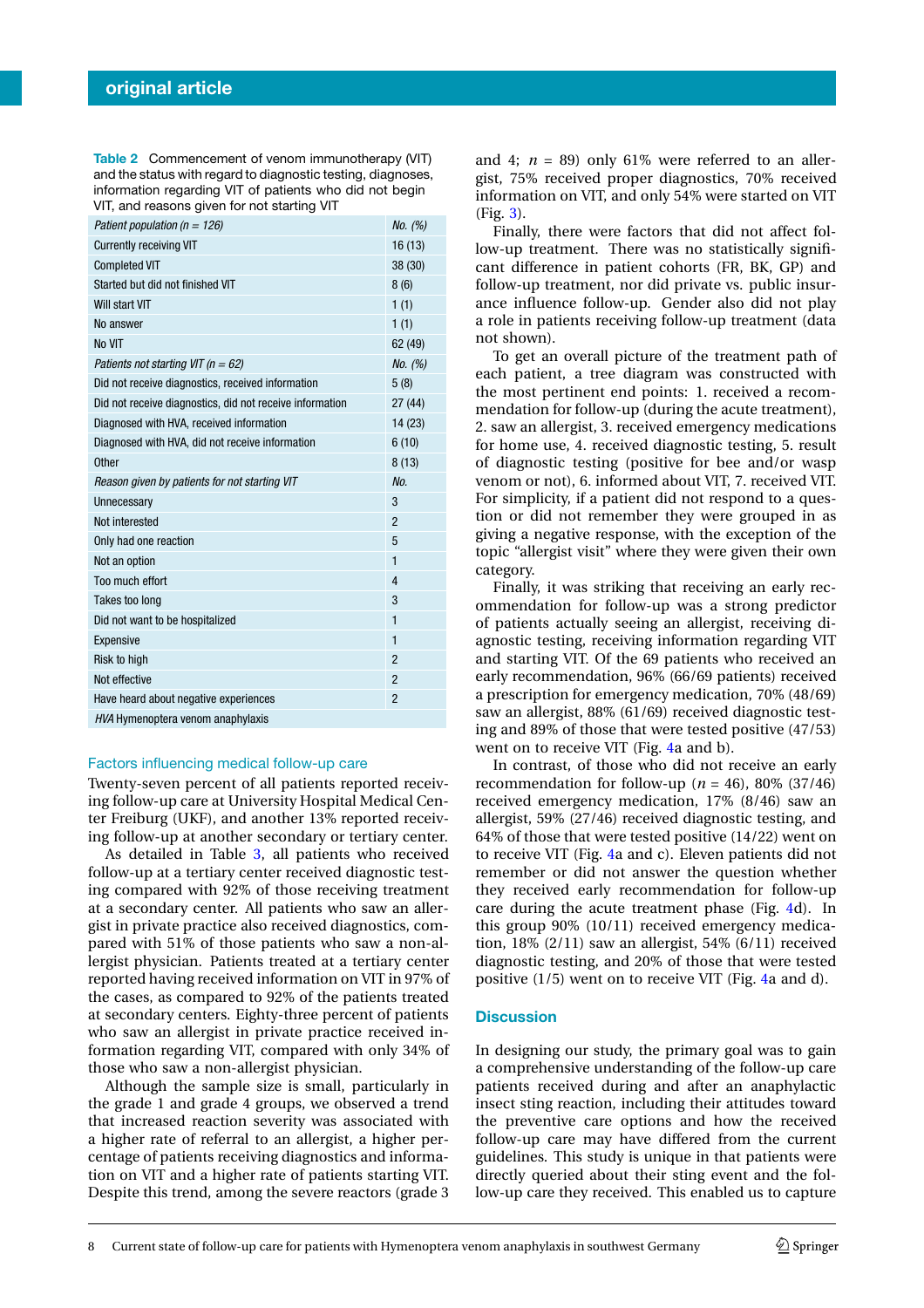**Table 2** Commencement of venom immunotherapy (VIT) and the status with regard to diagnostic testing, diagnoses, information regarding VIT of patients who did not begin VIT, and reasons given for not starting VIT

| *Patient population (n = 126)* | *No. (%)* |
|---|---|
| Currently receiving VIT | 16 (13) |
| Completed VIT | 38 (30) |
| Started but did not finished VIT | 8 (6) |
| Will start VIT | 1 (1) |
| No answer | 1 (1) |
| No VIT | 62 (49) |
| *Patients not starting VIT (n = 62)* | *No. (%)* |
| Did not receive diagnostics, received information | 5 (8) |
| Did not receive diagnostics, did not receive information | 27 (44) |
| Diagnosed with HVA, received information | 14 (23) |
| Diagnosed with HVA, did not receive information | 6 (10) |
| Other | 8 (13) |
| *Reason given by patients for not starting VIT* | *No.* |
| Unnecessary | 3 |
| Not interested | 2 |
| Only had one reaction | 5 |
| Not an option | 1 |
| Too much effort | 4 |
| Takes too long | 3 |
| Did not want to be hospitalized | 1 |
| Expensive | 1 |
| Risk to high | 2 |
| Not effective | 2 |
| Have heard about negative experiences | 2 |

*HVA* Hymenoptera venom anaphylaxis

### Factors influencing medical follow-up care

Twenty-seven percent of all patients reported receiving follow-up care at University Hospital Medical Center Freiburg (UKF), and another 13% reported receiving follow-up at another secondary or tertiary center.

As detailed in Table 3, all patients who received follow-up at a tertiary center received diagnostic testing compared with 92% of those receiving treatment at a secondary center. All patients who saw an allergist in private practice also received diagnostics, compared with 51% of those patients who saw a non-allergist physician. Patients treated at a tertiary center reported having received information on VIT in 97% of the cases, as compared to 92% of the patients treated at secondary centers. Eighty-three percent of patients who saw an allergist in private practice received information regarding VIT, compared with only 34% of those who saw a non-allergist physician.

Although the sample size is small, particularly in the grade 1 and grade 4 groups, we observed a trend that increased reaction severity was associated with a higher rate of referral to an allergist, a higher percentage of patients receiving diagnostics and information on VIT and a higher rate of patients starting VIT. Despite this trend, among the severe reactors (grade 3 and 4; $n$ = 89) only 61% were referred to an allergist, 75% received proper diagnostics, 70% received information on VIT, and only 54% were started on VIT (Fig. 3).

Finally, there were factors that did not affect follow-up treatment. There was no statistically significant difference in patient cohorts (FR, BK, GP) and follow-up treatment, nor did private vs. public insurance influence follow-up. Gender also did not play a role in patients receiving follow-up treatment (data not shown).

To get an overall picture of the treatment path of each patient, a tree diagram was constructed with the most pertinent end points: 1. received a recommendation for follow-up (during the acute treatment), 2. saw an allergist, 3. received emergency medications for home use, 4. received diagnostic testing, 5. result of diagnostic testing (positive for bee and/or wasp venom or not), 6. informed about VIT, 7. received VIT. For simplicity, if a patient did not respond to a question or did not remember they were grouped in as giving a negative response, with the exception of the topic "allergist visit" where they were given their own category.

Finally, it was striking that receiving an early recommendation for follow-up was a strong predictor of patients actually seeing an allergist, receiving diagnostic testing, receiving information regarding VIT and starting VIT. Of the 69 patients who received an early recommendation, 96% (66/69 patients) received a prescription for emergency medication, 70% (48/69) saw an allergist, 88% (61/69) received diagnostic testing and 89% of those that were tested positive (47/53) went on to receive VIT (Fig. 4a and b).

In contrast, of those who did not receive an early recommendation for follow-up ($n$ = 46), 80% (37/46) received emergency medication, 17% (8/46) saw an allergist, 59% (27/46) received diagnostic testing, and 64% of those that were tested positive (14/22) went on to receive VIT (Fig. 4a and c). Eleven patients did not remember or did not answer the question whether they received early recommendation for follow-up care during the acute treatment phase (Fig. 4d). In this group 90% (10/11) received emergency medication, 18% (2/11) saw an allergist, 54% (6/11) received diagnostic testing, and 20% of those that were tested positive (1/5) went on to receive VIT (Fig. 4a and d).

## Discussion

In designing our study, the primary goal was to gain a comprehensive understanding of the follow-up care patients received during and after an anaphylactic insect sting reaction, including their attitudes toward the preventive care options and how the received follow-up care may have differed from the current guidelines. This study is unique in that patients were directly queried about their sting event and the follow-up care they received. This enabled us to capture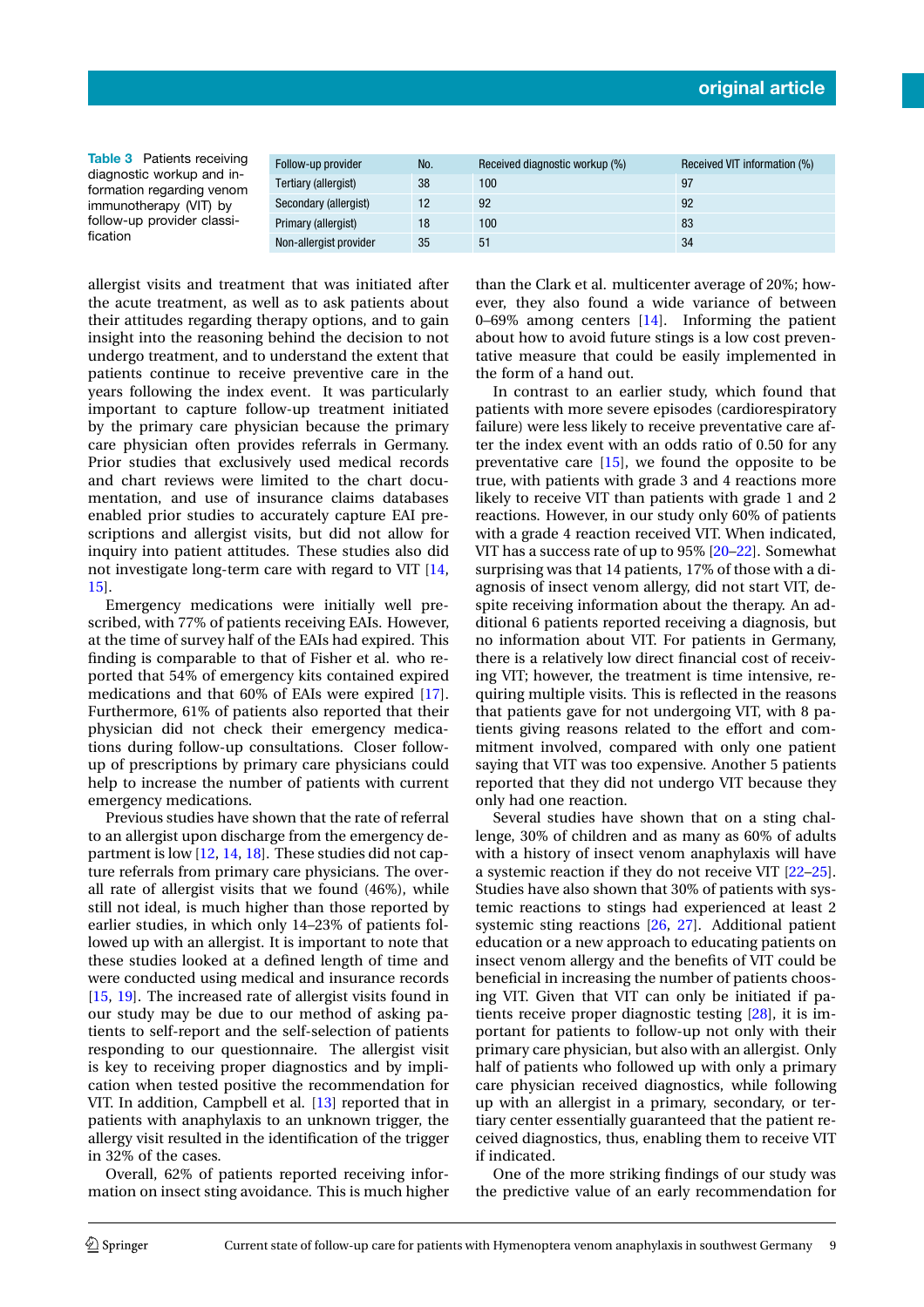**Table 3** Patients receiving diagnostic workup and information regarding venom immunotherapy (VIT) by follow-up provider classification

| Follow-up provider | No. | Received diagnostic workup (%) | Received VIT information (%) |
|---|---|---|---|
| Tertiary (allergist) | 38 | 100 | 97 |
| Secondary (allergist) | 12 | 92 | 92 |
| Primary (allergist) | 18 | 100 | 83 |
| Non-allergist provider | 35 | 51 | 34 |

allergist visits and treatment that was initiated after the acute treatment, as well as to ask patients about their attitudes regarding therapy options, and to gain insight into the reasoning behind the decision to not undergo treatment, and to understand the extent that patients continue to receive preventive care in the years following the index event. It was particularly important to capture follow-up treatment initiated by the primary care physician because the primary care physician often provides referrals in Germany. Prior studies that exclusively used medical records and chart reviews were limited to the chart documentation, and use of insurance claims databases enabled prior studies to accurately capture EAI prescriptions and allergist visits, but did not allow for inquiry into patient attitudes. These studies also did not investigate long-term care with regard to VIT [14, 15].

Emergency medications were initially well prescribed, with 77% of patients receiving EAIs. However, at the time of survey half of the EAIs had expired. This finding is comparable to that of Fisher et al. who reported that 54% of emergency kits contained expired medications and that 60% of EAIs were expired [17]. Furthermore, 61% of patients also reported that their physician did not check their emergency medications during follow-up consultations. Closer follow-up of prescriptions by primary care physicians could help to increase the number of patients with current emergency medications.

Previous studies have shown that the rate of referral to an allergist upon discharge from the emergency department is low [12, 14, 18]. These studies did not capture referrals from primary care physicians. The overall rate of allergist visits that we found (46%), while still not ideal, is much higher than those reported by earlier studies, in which only 14–23% of patients followed up with an allergist. It is important to note that these studies looked at a defined length of time and were conducted using medical and insurance records [15, 19]. The increased rate of allergist visits found in our study may be due to our method of asking patients to self-report and the self-selection of patients responding to our questionnaire. The allergist visit is key to receiving proper diagnostics and by implication when tested positive the recommendation for VIT. In addition, Campbell et al. [13] reported that in patients with anaphylaxis to an unknown trigger, the allergy visit resulted in the identification of the trigger in 32% of the cases.

Overall, 62% of patients reported receiving information on insect sting avoidance. This is much higher than the Clark et al. multicenter average of 20%; however, they also found a wide variance of between 0–69% among centers [14]. Informing the patient about how to avoid future stings is a low cost preventative measure that could be easily implemented in the form of a hand out.

In contrast to an earlier study, which found that patients with more severe episodes (cardiorespiratory failure) were less likely to receive preventative care after the index event with an odds ratio of 0.50 for any preventative care [15], we found the opposite to be true, with patients with grade 3 and 4 reactions more likely to receive VIT than patients with grade 1 and 2 reactions. However, in our study only 60% of patients with a grade 4 reaction received VIT. When indicated, VIT has a success rate of up to 95% [20–22]. Somewhat surprising was that 14 patients, 17% of those with a diagnosis of insect venom allergy, did not start VIT, despite receiving information about the therapy. An additional 6 patients reported receiving a diagnosis, but no information about VIT. For patients in Germany, there is a relatively low direct financial cost of receiving VIT; however, the treatment is time intensive, requiring multiple visits. This is reflected in the reasons that patients gave for not undergoing VIT, with 8 patients giving reasons related to the effort and commitment involved, compared with only one patient saying that VIT was too expensive. Another 5 patients reported that they did not undergo VIT because they only had one reaction.

Several studies have shown that on a sting challenge, 30% of children and as many as 60% of adults with a history of insect venom anaphylaxis will have a systemic reaction if they do not receive VIT [22–25]. Studies have also shown that 30% of patients with systemic reactions to stings had experienced at least 2 systemic sting reactions [26, 27]. Additional patient education or a new approach to educating patients on insect venom allergy and the benefits of VIT could be beneficial in increasing the number of patients choosing VIT. Given that VIT can only be initiated if patients receive proper diagnostic testing [28], it is important for patients to follow-up not only with their primary care physician, but also with an allergist. Only half of patients who followed up with only a primary care physician received diagnostics, while following up with an allergist in a primary, secondary, or tertiary center essentially guaranteed that the patient received diagnostics, thus, enabling them to receive VIT if indicated.

One of the more striking findings of our study was the predictive value of an early recommendation for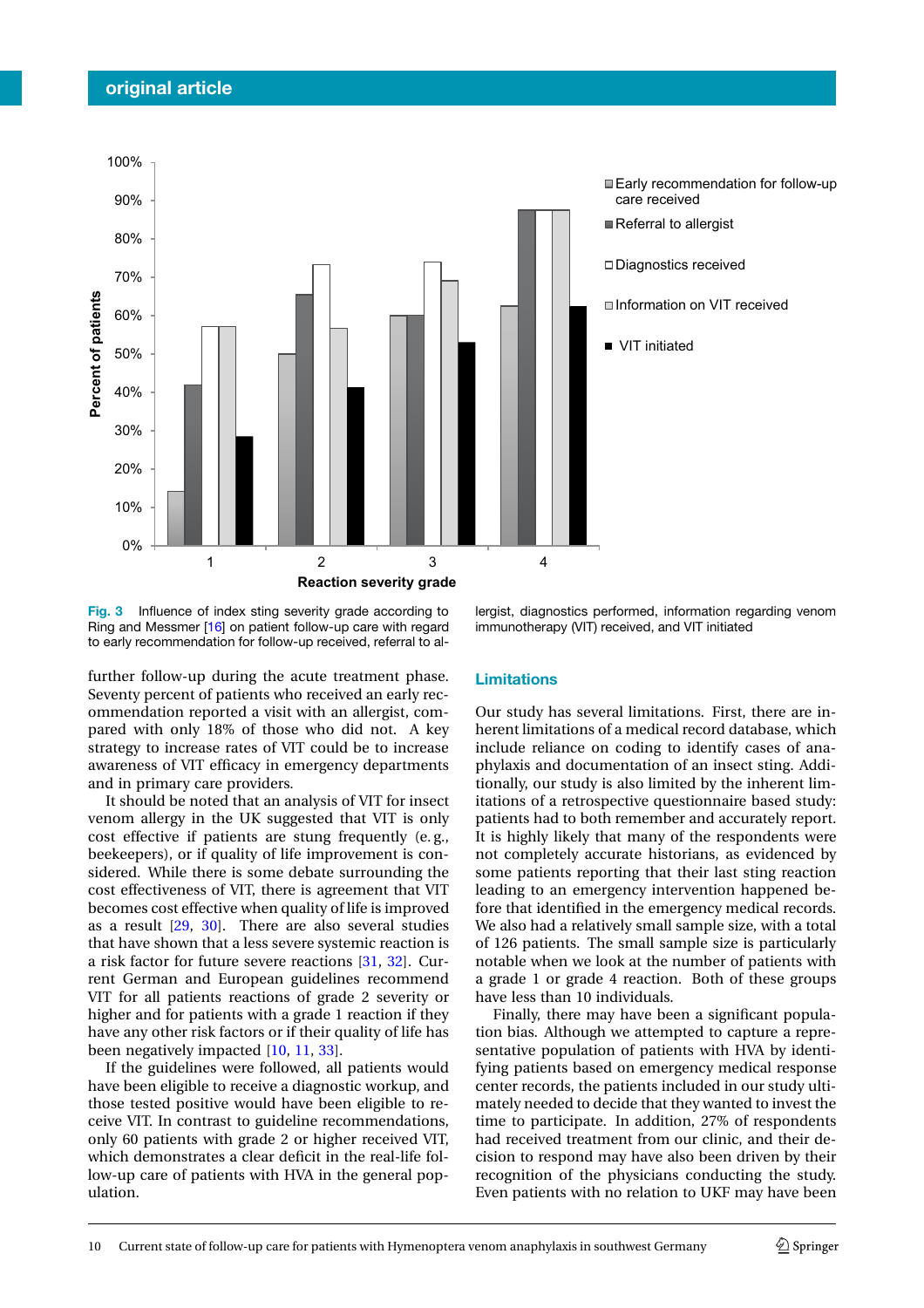**Fig. 3** Influence of index sting severity grade according to Ring and Messmer [16] on patient follow-up care with regard to early recommendation for follow-up received, referral to allergist, diagnostics performed, information regarding venom immunotherapy (VIT) received, and VIT initiated

further follow-up during the acute treatment phase. Seventy percent of patients who received an early recommendation reported a visit with an allergist, compared with only 18% of those who did not. A key strategy to increase rates of VIT could be to increase awareness of VIT efficacy in emergency departments and in primary care providers.

It should be noted that an analysis of VIT for insect venom allergy in the UK suggested that VIT is only cost effective if patients are stung frequently (e.g., beekeepers), or if quality of life improvement is considered. While there is some debate surrounding the cost effectiveness of VIT, there is agreement that VIT becomes cost effective when quality of life is improved as a result [29, 30]. There are also several studies that have shown that a less severe systemic reaction is a risk factor for future severe reactions [31, 32]. Current German and European guidelines recommend VIT for all patients reactions of grade 2 severity or higher and for patients with a grade 1 reaction if they have any other risk factors or if their quality of life has been negatively impacted [10, 11, 33].

If the guidelines were followed, all patients would have been eligible to receive a diagnostic workup, and those tested positive would have been eligible to receive VIT. In contrast to guideline recommendations, only 60 patients with grade 2 or higher received VIT, which demonstrates a clear deficit in the real-life follow-up care of patients with HVA in the general population.

## Limitations

Our study has several limitations. First, there are inherent limitations of a medical record database, which include reliance on coding to identify cases of anaphylaxis and documentation of an insect sting. Additionally, our study is also limited by the inherent limitations of a retrospective questionnaire based study: patients had to both remember and accurately report. It is highly likely that many of the respondents were not completely accurate historians, as evidenced by some patients reporting that their last sting reaction leading to an emergency intervention happened before that identified in the emergency medical records. We also had a relatively small sample size, with a total of 126 patients. The small sample size is particularly notable when we look at the number of patients with a grade 1 or grade 4 reaction. Both of these groups have less than 10 individuals.

Finally, there may have been a significant population bias. Although we attempted to capture a representative population of patients with HVA by identifying patients based on emergency medical response center records, the patients included in our study ultimately needed to decide that they wanted to invest the time to participate. In addition, 27% of respondents had received treatment from our clinic, and their decision to respond may have also been driven by their recognition of the physicians conducting the study. Even patients with no relation to UKF may have been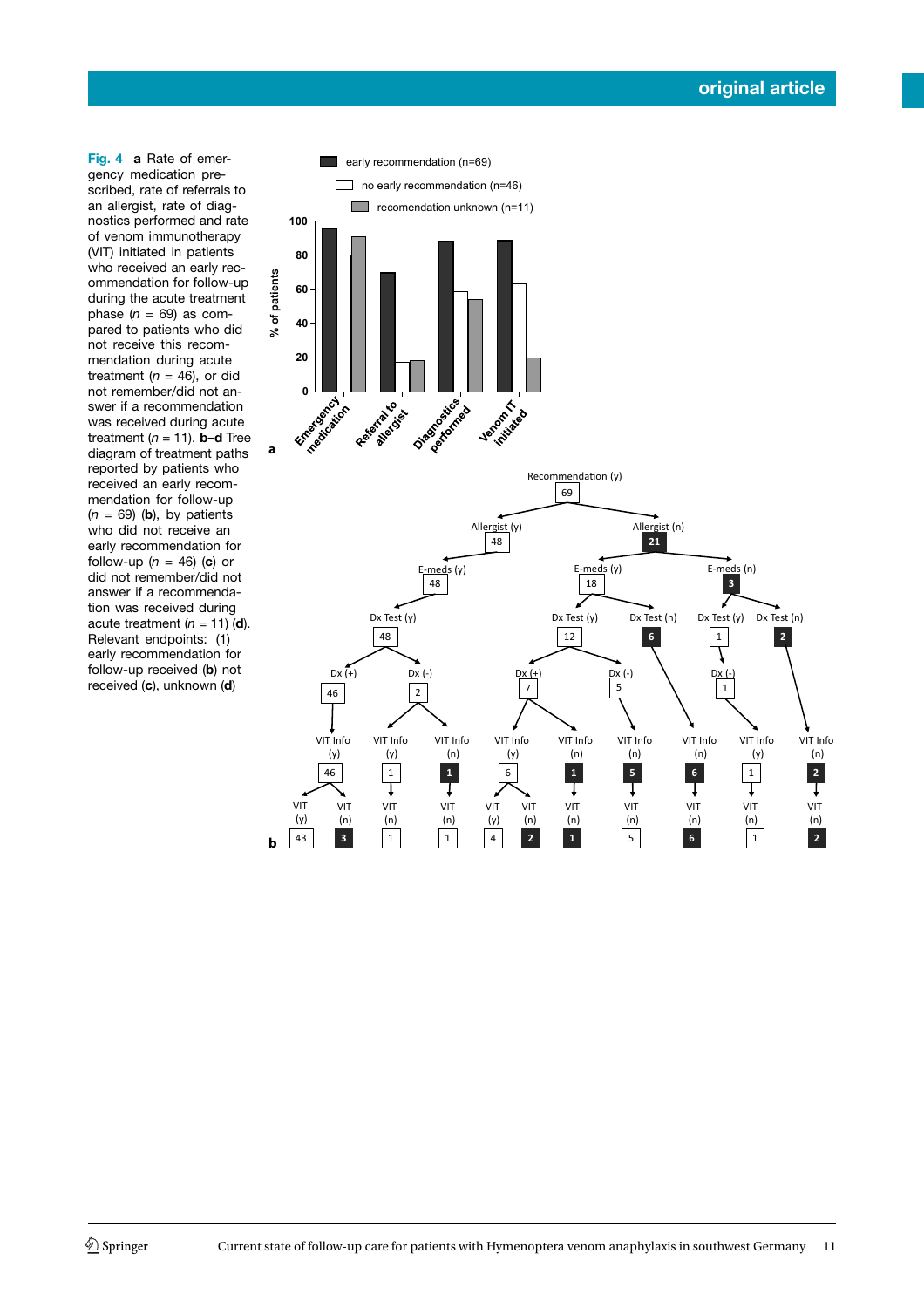**Fig. 4** **a** Rate of emergency medication prescribed, rate of referrals to an allergist, rate of diagnostics performed and rate of venom immunotherapy (VIT) initiated in patients who received an early recommendation for follow-up during the acute treatment phase ($n$ = 69) as compared to patients who did not receive this recommendation during acute treatment ($n$ = 46), or did not remember/did not answer if a recommendation was received during acute treatment ($n$ = 11). **b–d** Tree diagram of treatment paths reported by patients who received an early recommendation for follow-up ($n$ = 69) (**b**), by patients who did not receive an early recommendation for follow-up ($n$ = 46) (**c**) or did not remember/did not answer if a recommendation was received during acute treatment ($n$ = 11) (**d**). Relevant endpoints: (1) early recommendation for follow-up received (**b**) not received (**c**), unknown (**d**)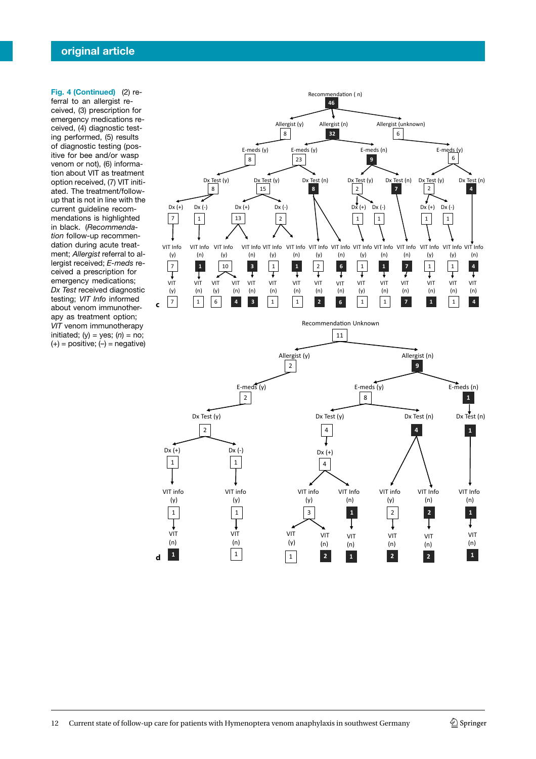**Fig. 4 (Continued)** (2) referral to an allergist received, (3) prescription for emergency medications received, (4) diagnostic testing performed, (5) results of diagnostic testing (positive for bee and/or wasp venom or not), (6) information about VIT as treatment option received, (7) VIT initiated. The treatment/follow-up that is not in line with the current guideline recommendations is highlighted in black. (*Recommendation* follow-up recommendation during acute treatment; *Allergist* referral to allergist received; *E-meds* received a prescription for emergency medications; *Dx Test* received diagnostic testing; *VIT Info* informed about venom immunotherapy as treatment option; *VIT* venom immunotherapy initiated; (y) = yes; (n) = no; (+) = positive; (–) = negative)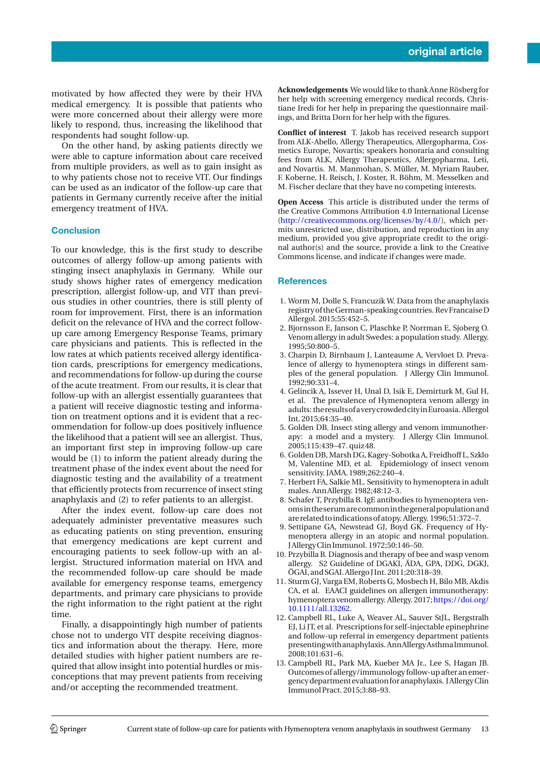motivated by how affected they were by their HVA medical emergency. It is possible that patients who were more concerned about their allergy were more likely to respond, thus, increasing the likelihood that respondents had sought follow-up.

On the other hand, by asking patients directly we were able to capture information about care received from multiple providers, as well as to gain insight as to why patients chose not to receive VIT. Our findings can be used as an indicator of the follow-up care that patients in Germany currently receive after the initial emergency treatment of HVA.

## Conclusion

To our knowledge, this is the first study to describe outcomes of allergy follow-up among patients with stinging insect anaphylaxis in Germany. While our study shows higher rates of emergency medication prescription, allergist follow-up, and VIT than previous studies in other countries, there is still plenty of room for improvement. First, there is an information deficit on the relevance of HVA and the correct follow-up care among Emergency Response Teams, primary care physicians and patients. This is reflected in the low rates at which patients received allergy identification cards, prescriptions for emergency medications, and recommendations for follow-up during the course of the acute treatment. From our results, it is clear that follow-up with an allergist essentially guarantees that a patient will receive diagnostic testing and information on treatment options and it is evident that a recommendation for follow-up does positively influence the likelihood that a patient will see an allergist. Thus, an important first step in improving follow-up care would be (1) to inform the patient already during the treatment phase of the index event about the need for diagnostic testing and the availability of a treatment that efficiently protects from recurrence of insect sting anaphylaxis and (2) to refer patients to an allergist.

After the index event, follow-up care does not adequately administer preventative measures such as educating patients on sting prevention, ensuring that emergency medications are kept current and encouraging patients to seek follow-up with an allergist. Structured information material on HVA and the recommended follow-up care should be made available for emergency response teams, emergency departments, and primary care physicians to provide the right information to the right patient at the right time.

Finally, a disappointingly high number of patients chose not to undergo VIT despite receiving diagnostics and information about the therapy. Here, more detailed studies with higher patient numbers are required that allow insight into potential hurdles or misconceptions that may prevent patients from receiving and/or accepting the recommended treatment.

**Acknowledgements** We would like to thank Anne Rösberg for her help with screening emergency medical records, Christiane Iredi for her help in preparing the questionnaire mailings, and Britta Dorn for her help with the figures.

**Conflict of interest** T. Jakob has received research support from ALK-Abello, Allergy Therapeutics, Allergopharma, Cosmetics Europe, Novartis; speakers honoraria and consulting fees from ALK, Allergy Therapeutics, Allergopharma, Leti, and Novartis. M. Manmohan, S. Müller, M. Myriam Rauber, F. Koberne, H. Reisch, J. Koster, R. Böhm, M. Messelken and M. Fischer declare that they have no competing interests.

**Open Access** This article is distributed under the terms of the Creative Commons Attribution 4.0 International License (http://creativecommons.org/licenses/by/4.0/), which permits unrestricted use, distribution, and reproduction in any medium, provided you give appropriate credit to the original author(s) and the source, provide a link to the Creative Commons license, and indicate if changes were made.

## References

1. Worm M, Dolle S, Francuzik W. Data from the anaphylaxis registry of the German-speaking countries. Rev Francaise D Allergol. 2015;55:452–5.
2. Bjornsson E, Janson C, Plaschke P, Norrman E, Sjoberg O. Venom allergy in adult Swedes: a population study. Allergy. 1995;50:800–5.
3. Charpin D, Birnbaum J, Lanteaume A, Vervloet D. Prevalence of allergy to hymenoptera stings in different samples of the general population. J Allergy Clin Immunol. 1992;90:331–4.
4. Gelincik A, Issever H, Unal D, Isik E, Demirturk M, Gul H, et al. The prevalence of Hymenoptera venom allergy in adults: the results of a very crowded city in Euroasia. Allergol Int. 2015;64:35–40.
5. Golden DB. Insect sting allergy and venom immunotherapy: a model and a mystery. J Allergy Clin Immunol. 2005;115:439–47. quiz 48.
6. Golden DB, Marsh DG, Kagey-Sobotka A, Freidhoff L, Szklo M, Valentine MD, et al. Epidemiology of insect venom sensitivity. JAMA. 1989;262:240–4.
7. Herbert FA, Salkie ML. Sensitivity to hymenoptera in adult males. Ann Allergy. 1982;48:12–3.
8. Schafer T, Przybilla B. IgE antibodies to hymenoptera venoms in the serum are common in the general population and are related to indications of atopy. Allergy. 1996;51:372–7.
9. Settipane GA, Newstead GJ, Boyd GK. Frequency of Hymenoptera allergy in an atopic and normal population. J Allergy Clin Immunol. 1972;50:146–50.
10. Przybilla B. Diagnosis and therapy of bee and wasp venom allergy. S2 Guideline of DGAKI, ÄDA, GPA, DDG, DGKJ, ÖGAI, and SGAI. Allergo J Int. 2011;20:318–39.
11. Sturm GJ, Varga EM, Roberts G, Mosbech H, Bilo MB, Akdis CA, et al. EAACI guidelines on allergen immunotherapy: hymenoptera venom allergy. Allergy. 2017; https://doi.org/10.1111/all.13262.
12. Campbell RL, Luke A, Weaver AL, Sauver StJL, Bergstralh EJ, Li JT, et al. Prescriptions for self-injectable epinephrine and follow-up referral in emergency department patients presenting with anaphylaxis. Ann Allergy Asthma Immunol. 2008;101:631–6.
13. Campbell RL, Park MA, Kueber MA Jr., Lee S, Hagan JB. Outcomes of allergy/immunology follow-up after an emergency department evaluation for anaphylaxis. J Allergy Clin Immunol Pract. 2015;3:88–93.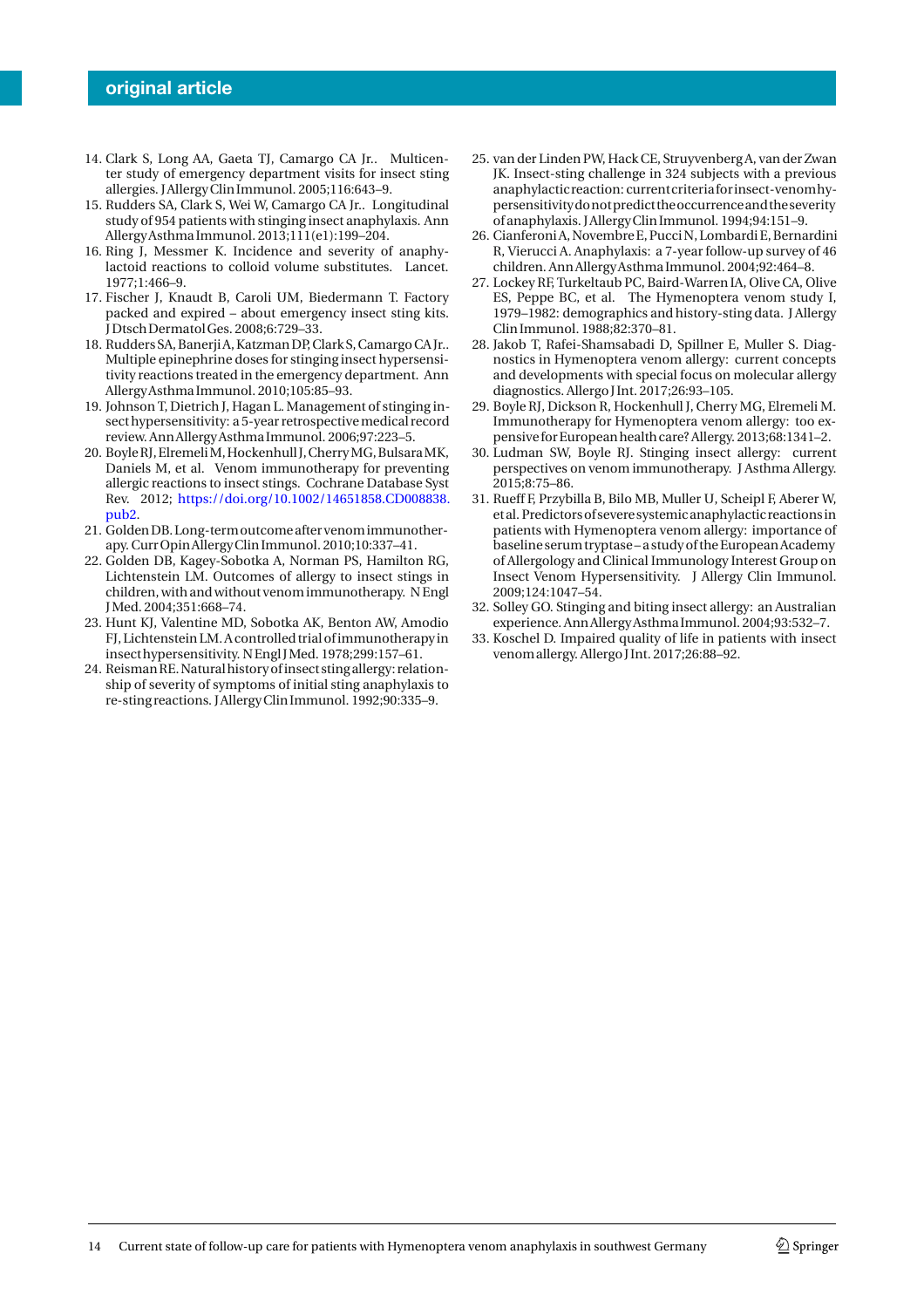14. Clark S, Long AA, Gaeta TJ, Camargo CA Jr.. Multicenter study of emergency department visits for insect sting allergies. J Allergy Clin Immunol. 2005;116:643–9.
15. Rudders SA, Clark S, Wei W, Camargo CA Jr.. Longitudinal study of 954 patients with stinging insect anaphylaxis. Ann Allergy Asthma Immunol. 2013;111(e1):199–204.
16. Ring J, Messmer K. Incidence and severity of anaphylactoid reactions to colloid volume substitutes. Lancet. 1977;1:466–9.
17. Fischer J, Knaudt B, Caroli UM, Biedermann T. Factory packed and expired – about emergency insect sting kits. J Dtsch Dermatol Ges. 2008;6:729–33.
18. Rudders SA, Banerji A, Katzman DP, Clark S, Camargo CA Jr.. Multiple epinephrine doses for stinging insect hypersensitivity reactions treated in the emergency department. Ann Allergy Asthma Immunol. 2010;105:85–93.
19. Johnson T, Dietrich J, Hagan L. Management of stinging insect hypersensitivity: a 5-year retrospective medical record review. Ann Allergy Asthma Immunol. 2006;97:223–5.
20. Boyle RJ, Elremeli M, Hockenhull J, Cherry MG, Bulsara MK, Daniels M, et al. Venom immunotherapy for preventing allergic reactions to insect stings. Cochrane Database Syst Rev. 2012; https://doi.org/10.1002/14651858.CD008838.pub2.
21. Golden DB. Long-term outcome after venom immunotherapy. Curr Opin Allergy Clin Immunol. 2010;10:337–41.
22. Golden DB, Kagey-Sobotka A, Norman PS, Hamilton RG, Lichtenstein LM. Outcomes of allergy to insect stings in children, with and without venom immunotherapy. N Engl J Med. 2004;351:668–74.
23. Hunt KJ, Valentine MD, Sobotka AK, Benton AW, Amodio FJ, Lichtenstein LM. A controlled trial of immunotherapy in insect hypersensitivity. N Engl J Med. 1978;299:157–61.
24. Reisman RE. Natural history of insect sting allergy: relationship of severity of symptoms of initial sting anaphylaxis to re-sting reactions. J Allergy Clin Immunol. 1992;90:335–9.
25. van der Linden PW, Hack CE, Struyvenberg A, van der Zwan JK. Insect-sting challenge in 324 subjects with a previous anaphylactic reaction: current criteria for insect-venom hypersensitivity do not predict the occurrence and the severity of anaphylaxis. J Allergy Clin Immunol. 1994;94:151–9.
26. Cianferoni A, Novembre E, Pucci N, Lombardi E, Bernardini R, Vierucci A. Anaphylaxis: a 7-year follow-up survey of 46 children. Ann Allergy Asthma Immunol. 2004;92:464–8.
27. Lockey RF, Turkeltaub PC, Baird-Warren IA, Olive CA, Olive ES, Peppe BC, et al. The Hymenoptera venom study I, 1979–1982: demographics and history-sting data. J Allergy Clin Immunol. 1988;82:370–81.
28. Jakob T, Rafei-Shamsabadi D, Spillner E, Muller S. Diagnostics in Hymenoptera venom allergy: current concepts and developments with special focus on molecular allergy diagnostics. Allergo J Int. 2017;26:93–105.
29. Boyle RJ, Dickson R, Hockenhull J, Cherry MG, Elremeli M. Immunotherapy for Hymenoptera venom allergy: too expensive for European health care? Allergy. 2013;68:1341–2.
30. Ludman SW, Boyle RJ. Stinging insect allergy: current perspectives on venom immunotherapy. J Asthma Allergy. 2015;8:75–86.
31. Rueff F, Przybilla B, Bilo MB, Muller U, Scheipl F, Aberer W, et al. Predictors of severe systemic anaphylactic reactions in patients with Hymenoptera venom allergy: importance of baseline serum tryptase – a study of the European Academy of Allergology and Clinical Immunology Interest Group on Insect Venom Hypersensitivity. J Allergy Clin Immunol. 2009;124:1047–54.
32. Solley GO. Stinging and biting insect allergy: an Australian experience. Ann Allergy Asthma Immunol. 2004;93:532–7.
33. Koschel D. Impaired quality of life in patients with insect venom allergy. Allergo J Int. 2017;26:88–92.